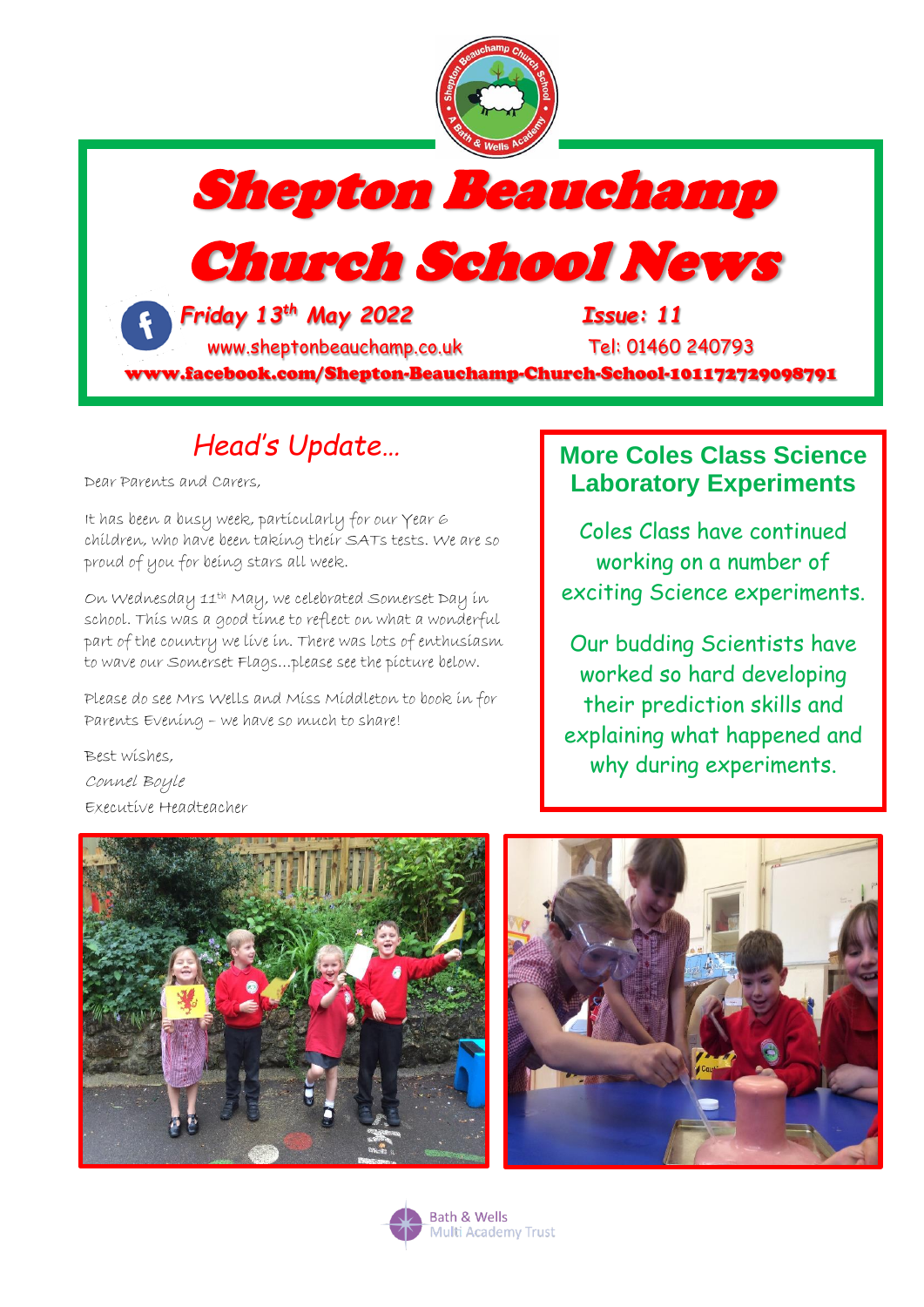# Shepton Beauchamp Church School News

*Friday 13th May 2022* — *Issue: 11*

www.sheptonbeauchamp.co.uk — Tel: 01460 240793

**www.facebook.com/Shepton-Beauchamp-Church-School-101172729098791**

## *Head's Update…*

Dear Parents and Carers,

It has been a busy week, particularly for our Year 6 children, who have been taking their SATs tests. We are so proud of you for being stars all week.

On Wednesday 11th May, we celebrated Somerset Day in school. This was a good time to reflect on what a wonderful part of the country we live in. There was lots of enthusiasm to wave our Somerset Flags…please see the picture below.

Please do see Mrs Wells and Miss Middleton to book in for Parents Evening – we have so much to share!

Best wishes,

*Connel Boyle*

Executive Headteacher

## More Coles Class Science Laboratory Experiments

Coles Class have continued working on a number of exciting Science experiments.

Our budding Scientists have worked so hard developing their prediction skills and explaining what happened and why during experiments.

Bath & Wells Multi Academy Trust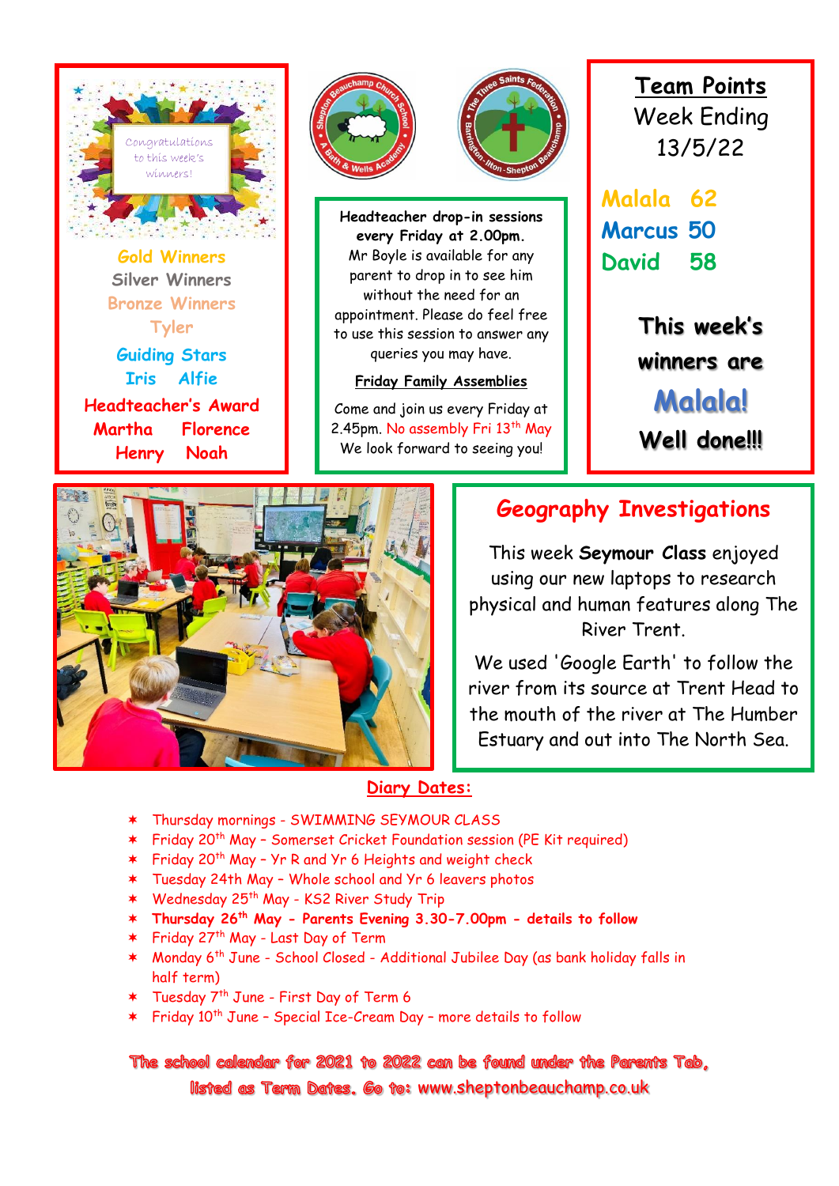Congratulations to this week's winners!

**Gold Winners**

**Silver Winners**

**Bronze Winners**

Tyler

**Guiding Stars**

Iris Alfie

**Headteacher's Award**

Martha Florence

Henry Noah

**Headteacher drop-in sessions every Friday at 2.00pm.**
Mr Boyle is available for any parent to drop in to see him without the need for an appointment. Please do feel free to use this session to answer any queries you may have.

**Friday Family Assemblies**

Come and join us every Friday at 2.45pm. No assembly Fri 13th May
We look forward to seeing you!

## Team Points

Week Ending 13/5/22

Malala 62
Marcus 50
David 58

**This week's winners are**

**Malala!**

**Well done!!!**

## Geography Investigations

This week **Seymour Class** enjoyed using our new laptops to research physical and human features along The River Trent.

We used 'Google Earth' to follow the river from its source at Trent Head to the mouth of the river at The Humber Estuary and out into The North Sea.

## Diary Dates:

* Thursday mornings - SWIMMING SEYMOUR CLASS
* Friday 20th May – Somerset Cricket Foundation session (PE Kit required)
* Friday 20th May – Yr R and Yr 6 Heights and weight check
* Tuesday 24th May – Whole school and Yr 6 leavers photos
* Wednesday 25th May - KS2 River Study Trip
* **Thursday 26th May - Parents Evening 3.30-7.00pm - details to follow**
* Friday 27th May - Last Day of Term
* Monday 6th June - School Closed - Additional Jubilee Day (as bank holiday falls in half term)
* Tuesday 7th June - First Day of Term 6
* Friday 10th June – Special Ice-Cream Day – more details to follow

The school calendar for 2021 to 2022 can be found under the Parents Tab, listed as Term Dates. Go to: www.sheptonbeauchamp.co.uk